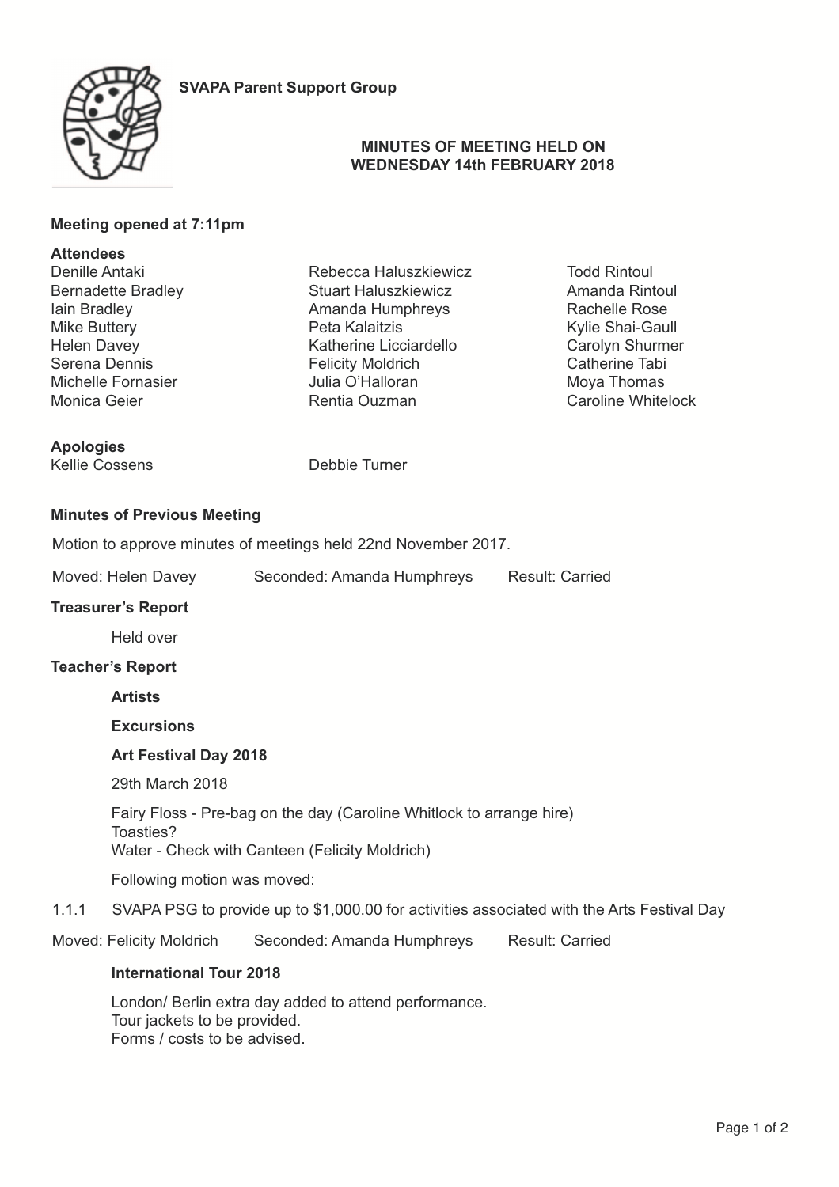**SVAPA Parent Support Group**

**MINUTES OF MEETING HELD ON WEDNESDAY 14th FEBRUARY 2018**

**Meeting opened at 7:11pm**

**Attendees**

| | | |
|---|---|---|
| Denille Antaki | Rebecca Haluszkiewicz | Todd Rintoul |
| Bernadette Bradley | Stuart Haluszkiewicz | Amanda Rintoul |
| Iain Bradley | Amanda Humphreys | Rachelle Rose |
| Mike Buttery | Peta Kalaitzis | Kylie Shai-Gaull |
| Helen Davey | Katherine Licciardello | Carolyn Shurmer |
| Serena Dennis | Felicity Moldrich | Catherine Tabi |
| Michelle Fornasier | Julia O'Halloran | Moya Thomas |
| Monica Geier | Rentia Ouzman | Caroline Whitelock |

**Apologies**

Kellie Cossens
Debbie Turner

**Minutes of Previous Meeting**

Motion to approve minutes of meetings held 22nd November 2017.

Moved: Helen Davey Seconded: Amanda Humphreys Result: Carried

**Treasurer's Report**

Held over

**Teacher's Report**

**Artists**

**Excursions**

**Art Festival Day 2018**

29th March 2018

Fairy Floss - Pre-bag on the day (Caroline Whitlock to arrange hire)
Toasties?
Water - Check with Canteen (Felicity Moldrich)

Following motion was moved:

1.1.1 SVAPA PSG to provide up to $1,000.00 for activities associated with the Arts Festival Day

Moved: Felicity Moldrich Seconded: Amanda Humphreys Result: Carried

**International Tour 2018**

London/ Berlin extra day added to attend performance.
Tour jackets to be provided.
Forms / costs to be advised.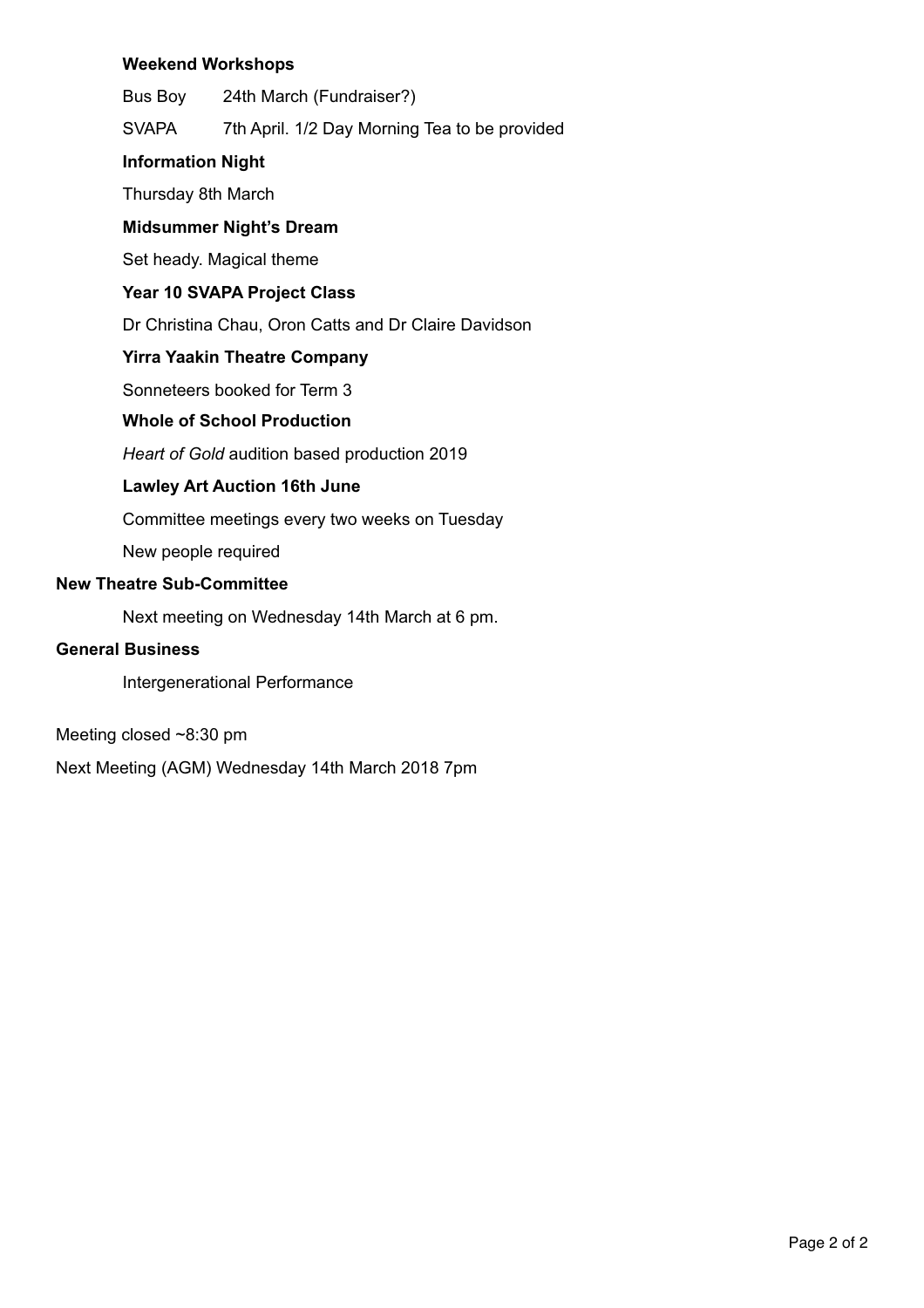**Weekend Workshops**

Bus Boy 24th March (Fundraiser?)

SVAPA 7th April. 1/2 Day Morning Tea to be provided

**Information Night**

Thursday 8th March

**Midsummer Night's Dream**

Set heady. Magical theme

**Year 10 SVAPA Project Class**

Dr Christina Chau, Oron Catts and Dr Claire Davidson

**Yirra Yaakin Theatre Company**

Sonneteers booked for Term 3

**Whole of School Production**

*Heart of Gold* audition based production 2019

**Lawley Art Auction 16th June**

Committee meetings every two weeks on Tuesday

New people required

**New Theatre Sub-Committee**

Next meeting on Wednesday 14th March at 6 pm.

**General Business**

Intergenerational Performance

Meeting closed ~8:30 pm

Next Meeting (AGM) Wednesday 14th March 2018 7pm